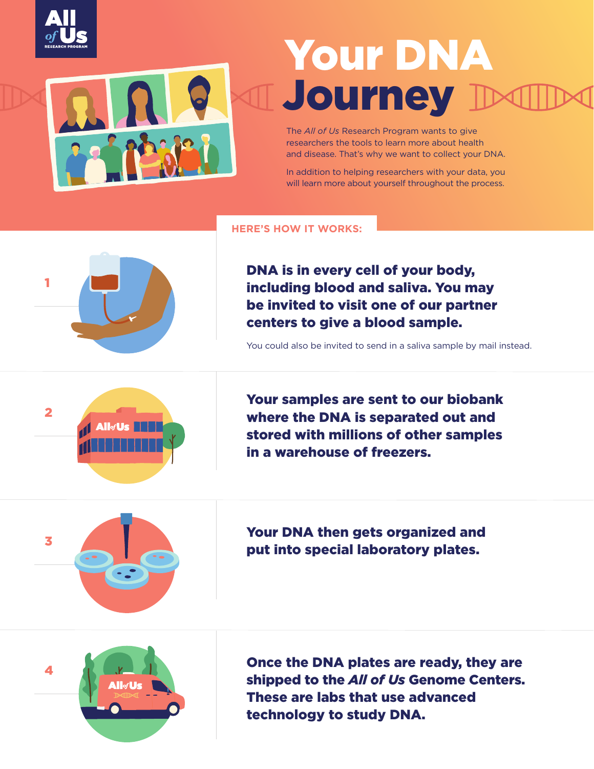# Your DNA Journey

The *All of Us* Research Program wants to give researchers the tools to learn more about health and disease. That's why we want to collect your DNA.

In addition to helping researchers with your data, you will learn more about yourself throughout the process.

## HERE'S HOW IT WORKS:

**1**

**DNA is in every cell of your body, including blood and saliva. You may be invited to visit one of our partner centers to give a blood sample.**

You could also be invited to send in a saliva sample by mail instead.

**2**

**Your samples are sent to our biobank where the DNA is separated out and stored with millions of other samples in a warehouse of freezers.**

**3**

**Your DNA then gets organized and put into special laboratory plates.**

**4**

**Once the DNA plates are ready, they are shipped to the *All of Us* Genome Centers. These are labs that use advanced technology to study DNA.**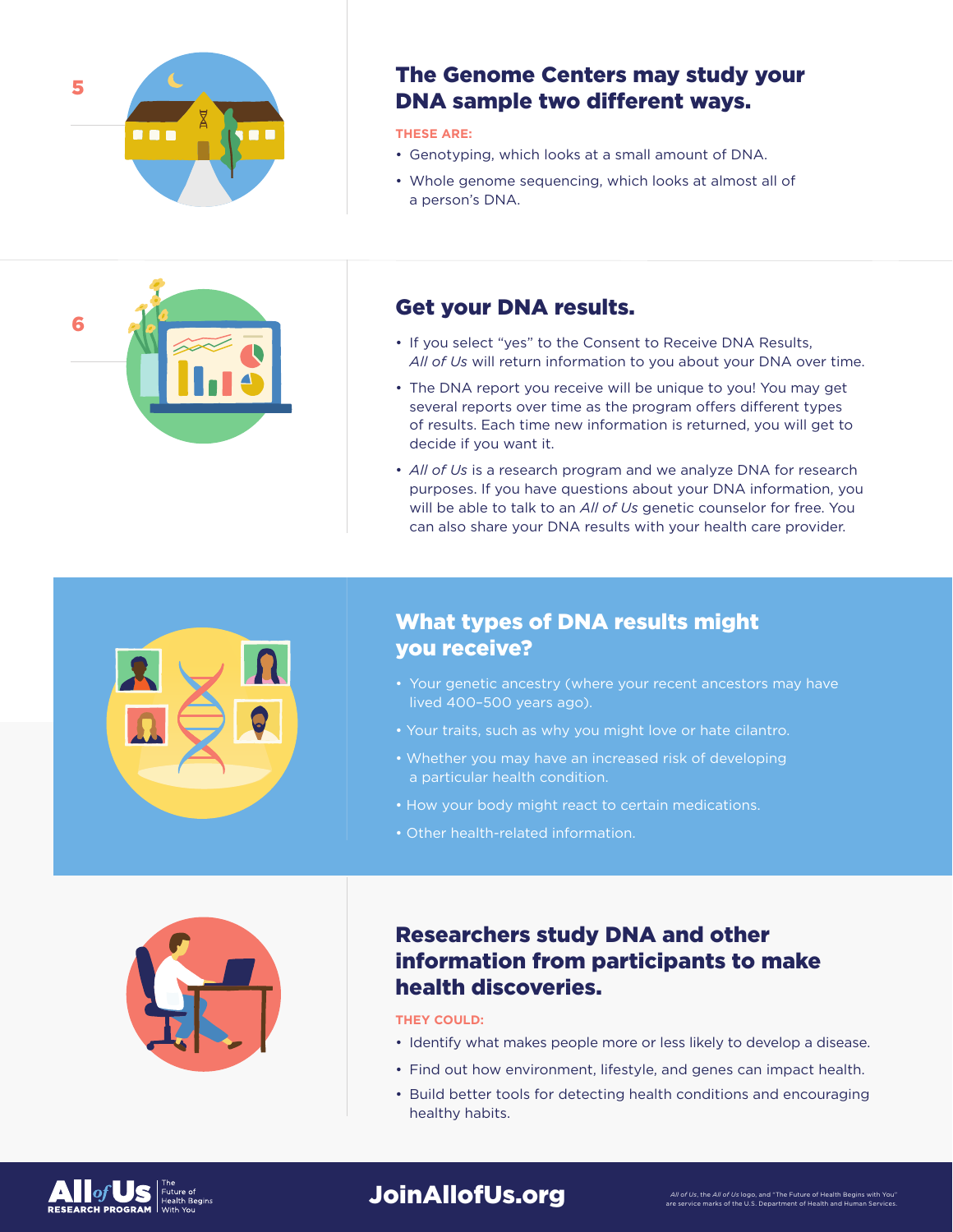5

## The Genome Centers may study your DNA sample two different ways.

**THESE ARE:**

- Genotyping, which looks at a small amount of DNA.
- Whole genome sequencing, which looks at almost all of a person's DNA.

6

## Get your DNA results.

- If you select "yes" to the Consent to Receive DNA Results, *All of Us* will return information to you about your DNA over time.
- The DNA report you receive will be unique to you! You may get several reports over time as the program offers different types of results. Each time new information is returned, you will get to decide if you want it.
- *All of Us* is a research program and we analyze DNA for research purposes. If you have questions about your DNA information, you will be able to talk to an *All of Us* genetic counselor for free. You can also share your DNA results with your health care provider.

## What types of DNA results might you receive?

- Your genetic ancestry (where your recent ancestors may have lived 400–500 years ago).
- Your traits, such as why you might love or hate cilantro.
- Whether you may have an increased risk of developing a particular health condition.
- How your body might react to certain medications.
- Other health-related information.

## Researchers study DNA and other information from participants to make health discoveries.

**THEY COULD:**

- Identify what makes people more or less likely to develop a disease.
- Find out how environment, lifestyle, and genes can impact health.
- Build better tools for detecting health conditions and encouraging healthy habits.

All of Us RESEARCH PROGRAM | The Future of Health Begins With You

**JoinAllofUs.org**

*All of Us*, the *All of Us* logo, and "The Future of Health Begins with You" are service marks of the U.S. Department of Health and Human Services.